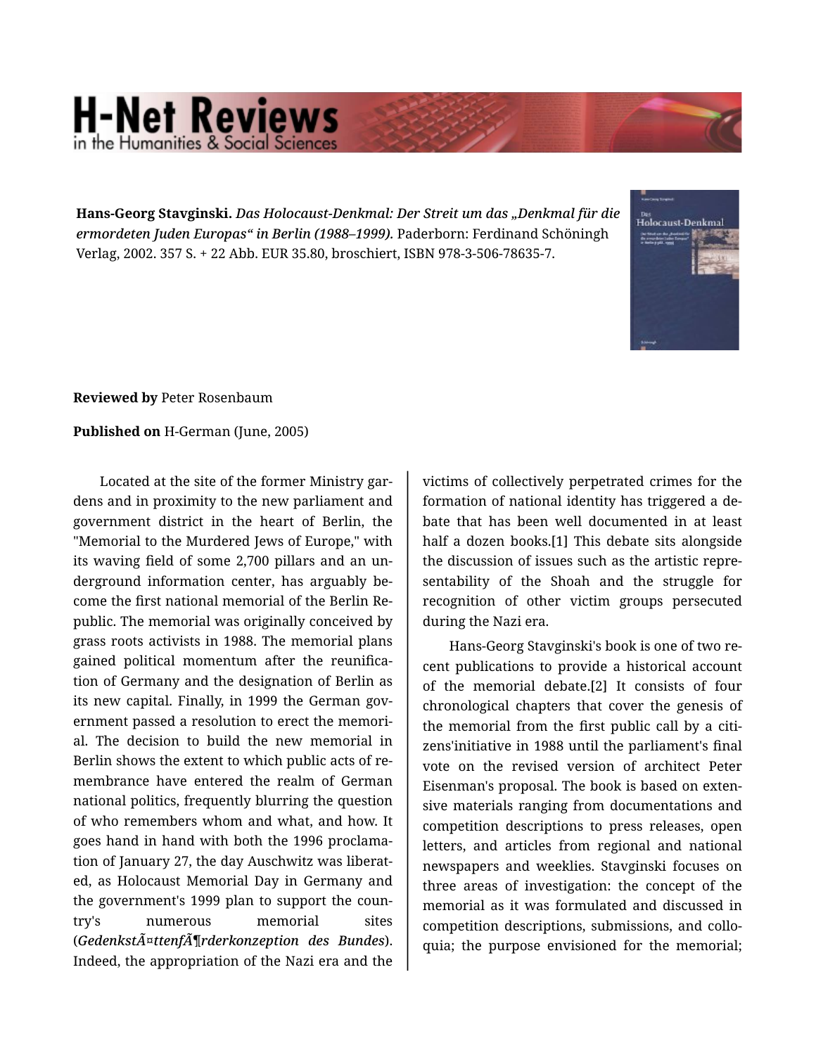**Hans-Georg Stavginski.** *Das Holocaust-Denkmal: Der Streit um das „Denkmal für die ermordeten Juden Europas" in Berlin (1988–1999).* Paderborn: Ferdinand Schöningh Verlag, 2002. 357 S. + 22 Abb. EUR 35.80, broschiert, ISBN 978-3-506-78635-7.

**Reviewed by** Peter Rosenbaum

**Published on** H-German (June, 2005)

Located at the site of the former Ministry gardens and in proximity to the new parliament and government district in the heart of Berlin, the "Memorial to the Murdered Jews of Europe," with its waving field of some 2,700 pillars and an underground information center, has arguably become the first national memorial of the Berlin Republic. The memorial was originally conceived by grass roots activists in 1988. The memorial plans gained political momentum after the reunification of Germany and the designation of Berlin as its new capital. Finally, in 1999 the German government passed a resolution to erect the memorial. The decision to build the new memorial in Berlin shows the extent to which public acts of remembrance have entered the realm of German national politics, frequently blurring the question of who remembers whom and what, and how. It goes hand in hand with both the 1996 proclamation of January 27, the day Auschwitz was liberated, as Holocaust Memorial Day in Germany and the government's 1999 plan to support the country's numerous memorial sites (*GedenkstÃ¤ttenfÃ¶rderkonzeption des Bundes*). Indeed, the appropriation of the Nazi era and the victims of collectively perpetrated crimes for the formation of national identity has triggered a debate that has been well documented in at least half a dozen books.[1] This debate sits alongside the discussion of issues such as the artistic representability of the Shoah and the struggle for recognition of other victim groups persecuted during the Nazi era.

Hans-Georg Stavginski's book is one of two recent publications to provide a historical account of the memorial debate.[2] It consists of four chronological chapters that cover the genesis of the memorial from the first public call by a citizens'initiative in 1988 until the parliament's final vote on the revised version of architect Peter Eisenman's proposal. The book is based on extensive materials ranging from documentations and competition descriptions to press releases, open letters, and articles from regional and national newspapers and weeklies. Stavginski focuses on three areas of investigation: the concept of the memorial as it was formulated and discussed in competition descriptions, submissions, and colloquia; the purpose envisioned for the memorial;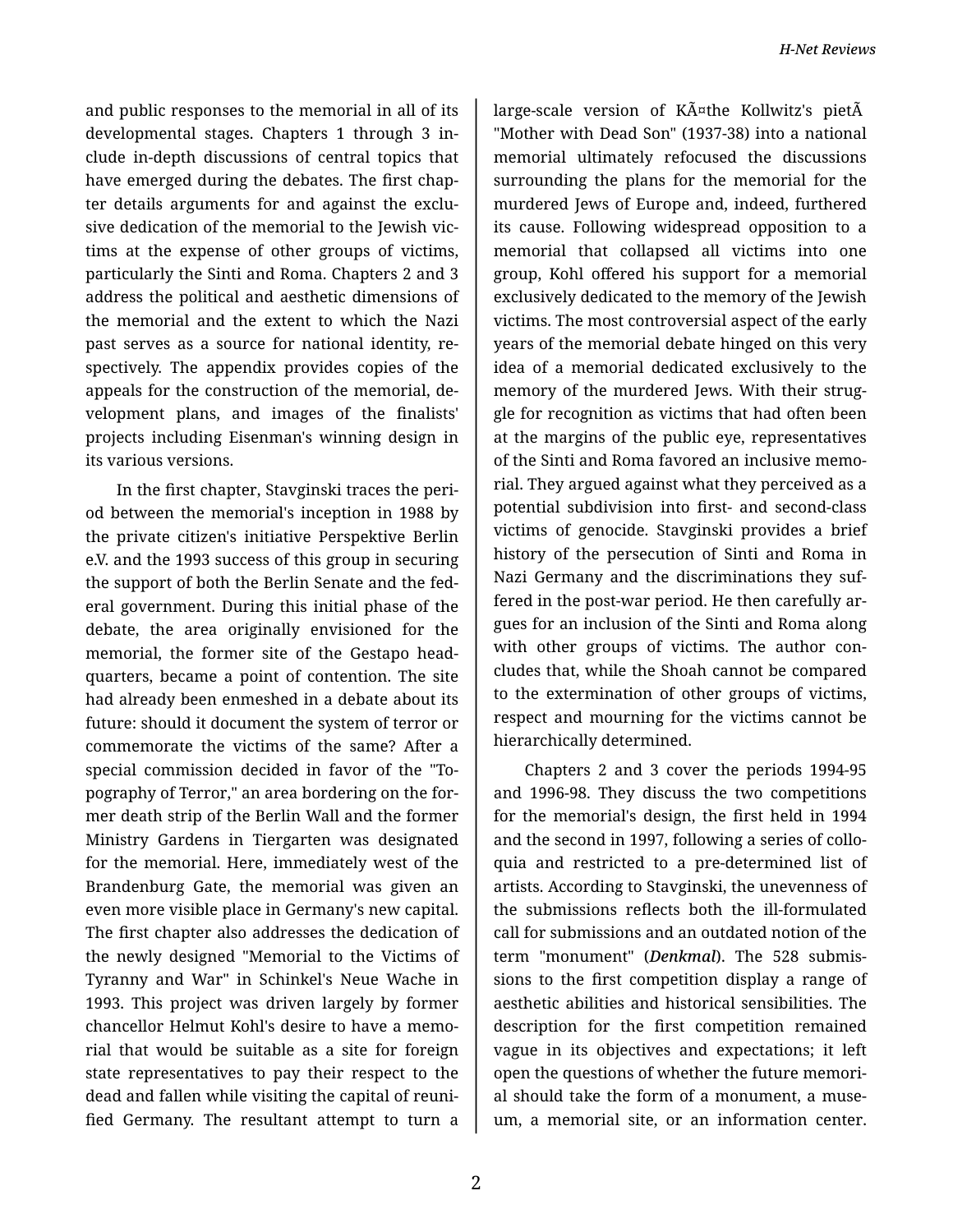and public responses to the memorial in all of its developmental stages. Chapters 1 through 3 include in-depth discussions of central topics that have emerged during the debates. The first chapter details arguments for and against the exclusive dedication of the memorial to the Jewish victims at the expense of other groups of victims, particularly the Sinti and Roma. Chapters 2 and 3 address the political and aesthetic dimensions of the memorial and the extent to which the Nazi past serves as a source for national identity, respectively. The appendix provides copies of the appeals for the construction of the memorial, development plans, and images of the finalists' projects including Eisenman's winning design in its various versions.

In the first chapter, Stavginski traces the period between the memorial's inception in 1988 by the private citizen's initiative Perspektive Berlin e.V. and the 1993 success of this group in securing the support of both the Berlin Senate and the federal government. During this initial phase of the debate, the area originally envisioned for the memorial, the former site of the Gestapo headquarters, became a point of contention. The site had already been enmeshed in a debate about its future: should it document the system of terror or commemorate the victims of the same? After a special commission decided in favor of the "Topography of Terror," an area bordering on the former death strip of the Berlin Wall and the former Ministry Gardens in Tiergarten was designated for the memorial. Here, immediately west of the Brandenburg Gate, the memorial was given an even more visible place in Germany's new capital. The first chapter also addresses the dedication of the newly designed "Memorial to the Victims of Tyranny and War" in Schinkel's Neue Wache in 1993. This project was driven largely by former chancellor Helmut Kohl's desire to have a memorial that would be suitable as a site for foreign state representatives to pay their respect to the dead and fallen while visiting the capital of reunified Germany. The resultant attempt to turn a large-scale version of KÃ¤the Kollwitz's pietÃ  "Mother with Dead Son" (1937-38) into a national memorial ultimately refocused the discussions surrounding the plans for the memorial for the murdered Jews of Europe and, indeed, furthered its cause. Following widespread opposition to a memorial that collapsed all victims into one group, Kohl offered his support for a memorial exclusively dedicated to the memory of the Jewish victims. The most controversial aspect of the early years of the memorial debate hinged on this very idea of a memorial dedicated exclusively to the memory of the murdered Jews. With their struggle for recognition as victims that had often been at the margins of the public eye, representatives of the Sinti and Roma favored an inclusive memorial. They argued against what they perceived as a potential subdivision into first- and second-class victims of genocide. Stavginski provides a brief history of the persecution of Sinti and Roma in Nazi Germany and the discriminations they suffered in the post-war period. He then carefully argues for an inclusion of the Sinti and Roma along with other groups of victims. The author concludes that, while the Shoah cannot be compared to the extermination of other groups of victims, respect and mourning for the victims cannot be hierarchically determined.

Chapters 2 and 3 cover the periods 1994-95 and 1996-98. They discuss the two competitions for the memorial's design, the first held in 1994 and the second in 1997, following a series of colloquia and restricted to a pre-determined list of artists. According to Stavginski, the unevenness of the submissions reflects both the ill-formulated call for submissions and an outdated notion of the term "monument" (***Denkmal***). The 528 submissions to the first competition display a range of aesthetic abilities and historical sensibilities. The description for the first competition remained vague in its objectives and expectations; it left open the questions of whether the future memorial should take the form of a monument, a museum, a memorial site, or an information center.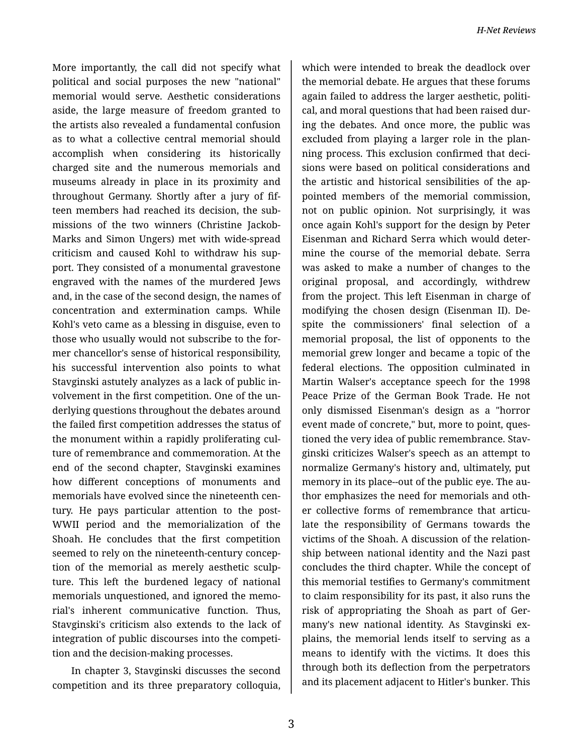More importantly, the call did not specify what political and social purposes the new "national" memorial would serve. Aesthetic considerations aside, the large measure of freedom granted to the artists also revealed a fundamental confusion as to what a collective central memorial should accomplish when considering its historically charged site and the numerous memorials and museums already in place in its proximity and throughout Germany. Shortly after a jury of fifteen members had reached its decision, the submissions of the two winners (Christine Jackob-Marks and Simon Ungers) met with wide-spread criticism and caused Kohl to withdraw his support. They consisted of a monumental gravestone engraved with the names of the murdered Jews and, in the case of the second design, the names of concentration and extermination camps. While Kohl's veto came as a blessing in disguise, even to those who usually would not subscribe to the former chancellor's sense of historical responsibility, his successful intervention also points to what Stavginski astutely analyzes as a lack of public involvement in the first competition. One of the underlying questions throughout the debates around the failed first competition addresses the status of the monument within a rapidly proliferating culture of remembrance and commemoration. At the end of the second chapter, Stavginski examines how different conceptions of monuments and memorials have evolved since the nineteenth century. He pays particular attention to the post-WWII period and the memorialization of the Shoah. He concludes that the first competition seemed to rely on the nineteenth-century conception of the memorial as merely aesthetic sculpture. This left the burdened legacy of national memorials unquestioned, and ignored the memorial's inherent communicative function. Thus, Stavginski's criticism also extends to the lack of integration of public discourses into the competition and the decision-making processes.

In chapter 3, Stavginski discusses the second competition and its three preparatory colloquia, which were intended to break the deadlock over the memorial debate. He argues that these forums again failed to address the larger aesthetic, political, and moral questions that had been raised during the debates. And once more, the public was excluded from playing a larger role in the planning process. This exclusion confirmed that decisions were based on political considerations and the artistic and historical sensibilities of the appointed members of the memorial commission, not on public opinion. Not surprisingly, it was once again Kohl's support for the design by Peter Eisenman and Richard Serra which would determine the course of the memorial debate. Serra was asked to make a number of changes to the original proposal, and accordingly, withdrew from the project. This left Eisenman in charge of modifying the chosen design (Eisenman II). Despite the commissioners' final selection of a memorial proposal, the list of opponents to the memorial grew longer and became a topic of the federal elections. The opposition culminated in Martin Walser's acceptance speech for the 1998 Peace Prize of the German Book Trade. He not only dismissed Eisenman's design as a "horror event made of concrete," but, more to point, questioned the very idea of public remembrance. Stavginski criticizes Walser's speech as an attempt to normalize Germany's history and, ultimately, put memory in its place--out of the public eye. The author emphasizes the need for memorials and other collective forms of remembrance that articulate the responsibility of Germans towards the victims of the Shoah. A discussion of the relationship between national identity and the Nazi past concludes the third chapter. While the concept of this memorial testifies to Germany's commitment to claim responsibility for its past, it also runs the risk of appropriating the Shoah as part of Germany's new national identity. As Stavginski explains, the memorial lends itself to serving as a means to identify with the victims. It does this through both its deflection from the perpetrators and its placement adjacent to Hitler's bunker. This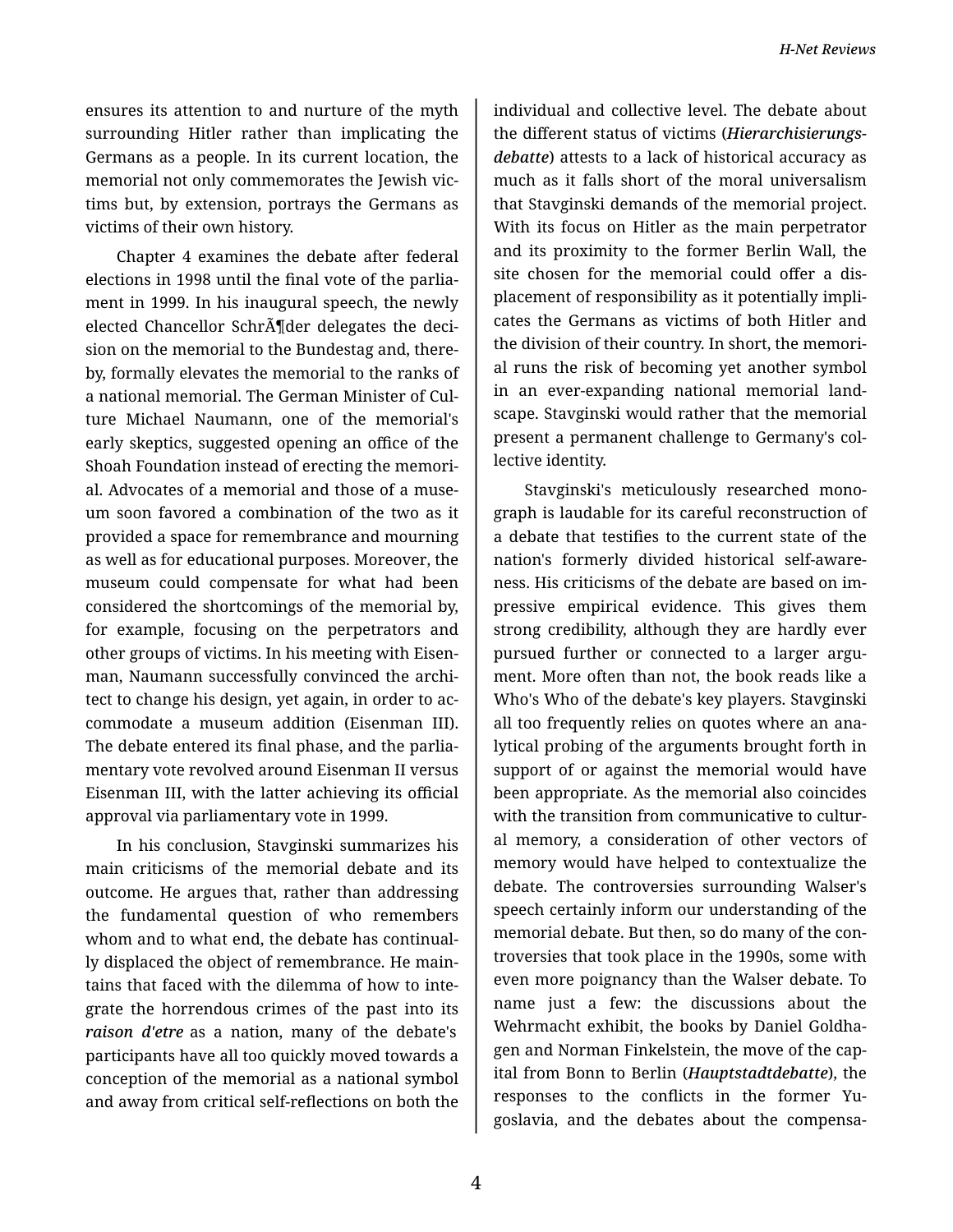ensures its attention to and nurture of the myth surrounding Hitler rather than implicating the Germans as a people. In its current location, the memorial not only commemorates the Jewish victims but, by extension, portrays the Germans as victims of their own history.

Chapter 4 examines the debate after federal elections in 1998 until the final vote of the parliament in 1999. In his inaugural speech, the newly elected Chancellor SchrÃ¶der delegates the decision on the memorial to the Bundestag and, thereby, formally elevates the memorial to the ranks of a national memorial. The German Minister of Culture Michael Naumann, one of the memorial's early skeptics, suggested opening an office of the Shoah Foundation instead of erecting the memorial. Advocates of a memorial and those of a museum soon favored a combination of the two as it provided a space for remembrance and mourning as well as for educational purposes. Moreover, the museum could compensate for what had been considered the shortcomings of the memorial by, for example, focusing on the perpetrators and other groups of victims. In his meeting with Eisenman, Naumann successfully convinced the architect to change his design, yet again, in order to accommodate a museum addition (Eisenman III). The debate entered its final phase, and the parliamentary vote revolved around Eisenman II versus Eisenman III, with the latter achieving its official approval via parliamentary vote in 1999.

In his conclusion, Stavginski summarizes his main criticisms of the memorial debate and its outcome. He argues that, rather than addressing the fundamental question of who remembers whom and to what end, the debate has continually displaced the object of remembrance. He maintains that faced with the dilemma of how to integrate the horrendous crimes of the past into its ***raison d'etre*** as a nation, many of the debate's participants have all too quickly moved towards a conception of the memorial as a national symbol and away from critical self-reflections on both the individual and collective level. The debate about the different status of victims (***Hierarchisierungsdebatte***) attests to a lack of historical accuracy as much as it falls short of the moral universalism that Stavginski demands of the memorial project. With its focus on Hitler as the main perpetrator and its proximity to the former Berlin Wall, the site chosen for the memorial could offer a displacement of responsibility as it potentially implicates the Germans as victims of both Hitler and the division of their country. In short, the memorial runs the risk of becoming yet another symbol in an ever-expanding national memorial landscape. Stavginski would rather that the memorial present a permanent challenge to Germany's collective identity.

Stavginski's meticulously researched monograph is laudable for its careful reconstruction of a debate that testifies to the current state of the nation's formerly divided historical self-awareness. His criticisms of the debate are based on impressive empirical evidence. This gives them strong credibility, although they are hardly ever pursued further or connected to a larger argument. More often than not, the book reads like a Who's Who of the debate's key players. Stavginski all too frequently relies on quotes where an analytical probing of the arguments brought forth in support of or against the memorial would have been appropriate. As the memorial also coincides with the transition from communicative to cultural memory, a consideration of other vectors of memory would have helped to contextualize the debate. The controversies surrounding Walser's speech certainly inform our understanding of the memorial debate. But then, so do many of the controversies that took place in the 1990s, some with even more poignancy than the Walser debate. To name just a few: the discussions about the Wehrmacht exhibit, the books by Daniel Goldhagen and Norman Finkelstein, the move of the capital from Bonn to Berlin (***Hauptstadtdebatte***), the responses to the conflicts in the former Yugoslavia, and the debates about the compensa-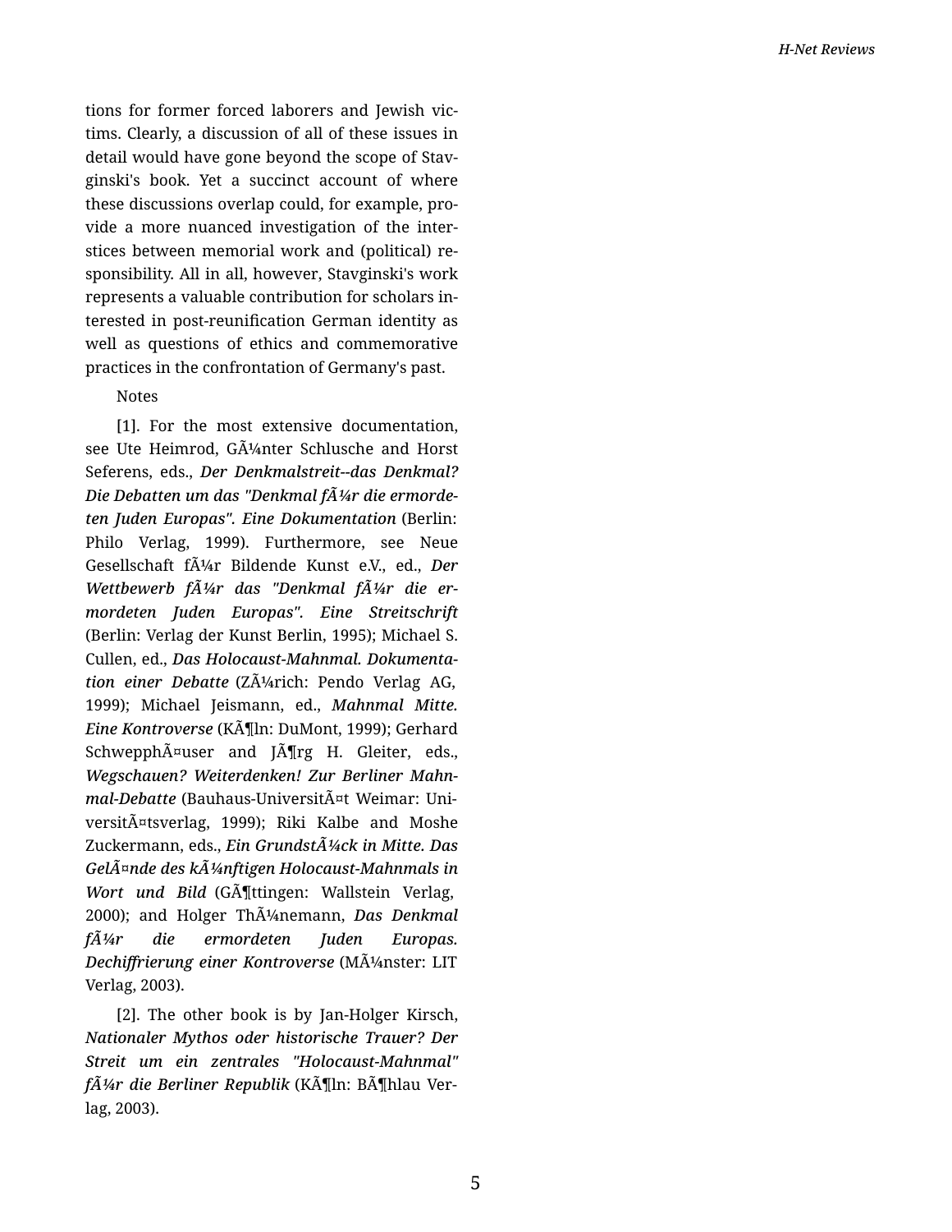tions for former forced laborers and Jewish victims. Clearly, a discussion of all of these issues in detail would have gone beyond the scope of Stavginski's book. Yet a succinct account of where these discussions overlap could, for example, provide a more nuanced investigation of the interstices between memorial work and (political) responsibility. All in all, however, Stavginski's work represents a valuable contribution for scholars interested in post-reunification German identity as well as questions of ethics and commemorative practices in the confrontation of Germany's past.

Notes

[1]. For the most extensive documentation, see Ute Heimrod, GÃ¼nter Schlusche and Horst Seferens, eds., ***Der Denkmalstreit--das Denkmal? Die Debatten um das "Denkmal fÃ¼r die ermordeten Juden Europas". Eine Dokumentation*** (Berlin: Philo Verlag, 1999). Furthermore, see Neue Gesellschaft fÃ¼r Bildende Kunst e.V., ed., ***Der Wettbewerb fÃ¼r das "Denkmal fÃ¼r die ermordeten Juden Europas". Eine Streitschrift*** (Berlin: Verlag der Kunst Berlin, 1995); Michael S. Cullen, ed., ***Das Holocaust-Mahnmal. Dokumentation einer Debatte*** (ZÃ¼rich: Pendo Verlag AG, 1999); Michael Jeismann, ed., ***Mahnmal Mitte. Eine Kontroverse*** (KÃ¶ln: DuMont, 1999); Gerhard SchwepphÃ¤user and JÃ¶rg H. Gleiter, eds., ***Wegschauen? Weiterdenken! Zur Berliner Mahnmal-Debatte*** (Bauhaus-UniversitÃ¤t Weimar: UniversitÃ¤tsverlag, 1999); Riki Kalbe and Moshe Zuckermann, eds., ***Ein GrundstÃ¼ck in Mitte. Das GelÃ¤nde des kÃ¼nftigen Holocaust-Mahnmals in Wort und Bild*** (GÃ¶ttingen: Wallstein Verlag, 2000); and Holger ThÃ¼nemann, ***Das Denkmal fÃ¼r die ermordeten Juden Europas. Dechiffrierung einer Kontroverse*** (MÃ¼nster: LIT Verlag, 2003).

[2]. The other book is by Jan-Holger Kirsch, ***Nationaler Mythos oder historische Trauer? Der Streit um ein zentrales "Holocaust-Mahnmal" fÃ¼r die Berliner Republik*** (KÃ¶ln: BÃ¶hlau Verlag, 2003).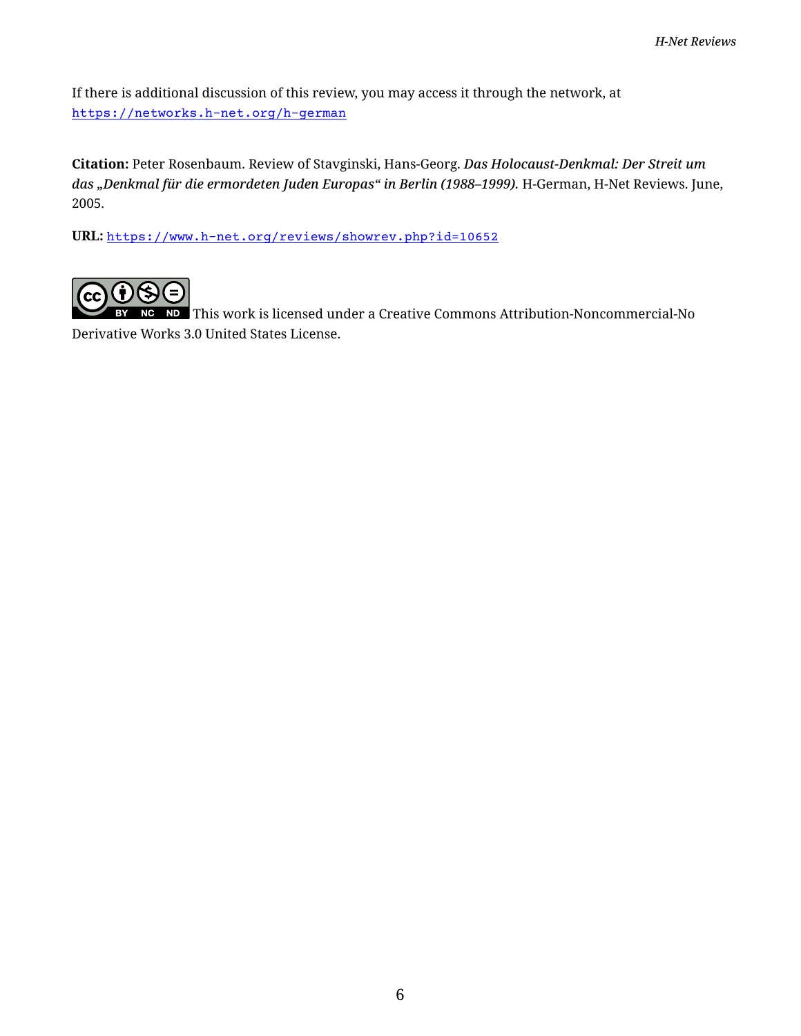If there is additional discussion of this review, you may access it through the network, at https://networks.h-net.org/h-german

**Citation:** Peter Rosenbaum. Review of Stavginski, Hans-Georg. ***Das Holocaust-Denkmal: Der Streit um das „Denkmal für die ermordeten Juden Europas" in Berlin (1988–1999).*** H-German, H-Net Reviews. June, 2005.

**URL:** https://www.h-net.org/reviews/showrev.php?id=10652

This work is licensed under a Creative Commons Attribution-Noncommercial-No Derivative Works 3.0 United States License.